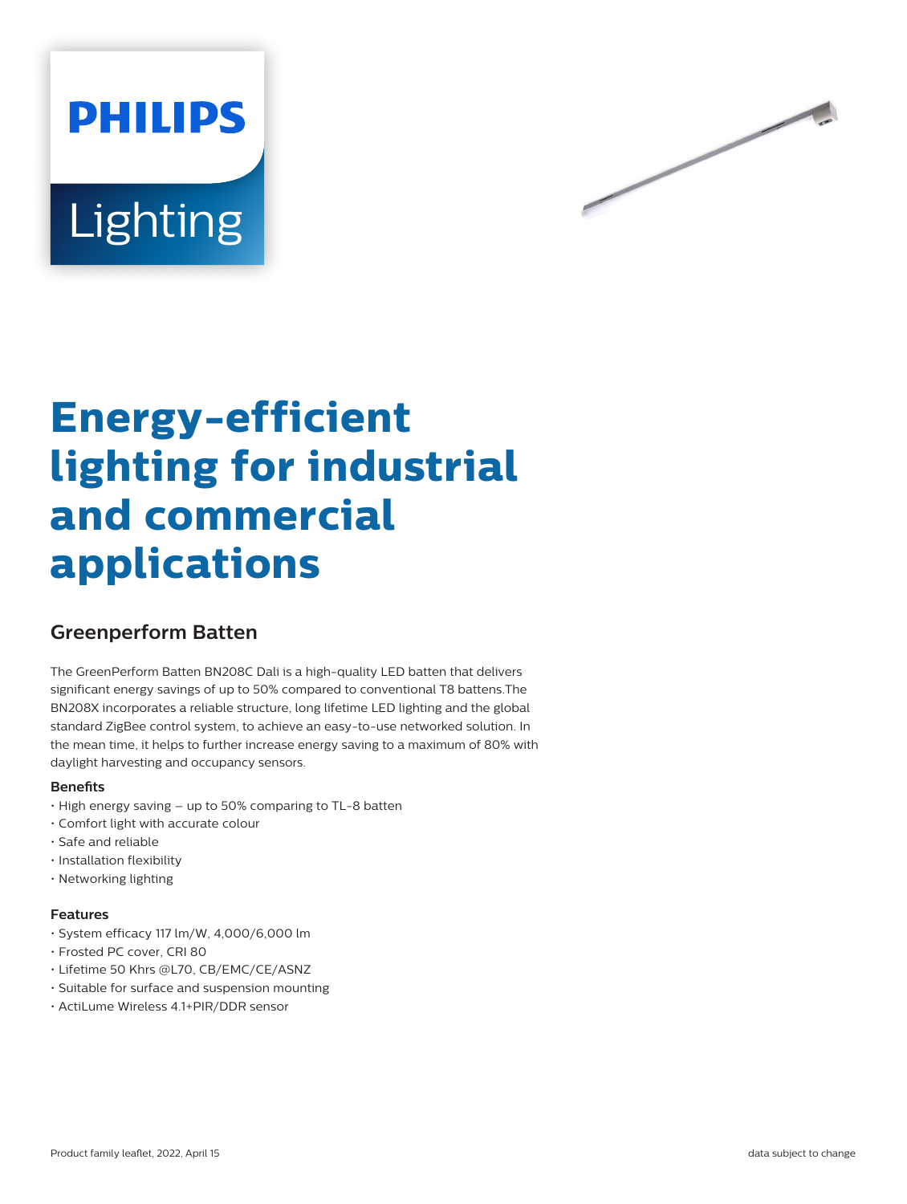PHILIPS

Lighting

# Energy-efficient lighting for industrial and commercial applications

## Greenperform Batten

The GreenPerform Batten BN208C Dali is a high-quality LED batten that delivers significant energy savings of up to 50% compared to conventional T8 battens.The BN208X incorporates a reliable structure, long lifetime LED lighting and the global standard ZigBee control system, to achieve an easy-to-use networked solution. In the mean time, it helps to further increase energy saving to a maximum of 80% with daylight harvesting and occupancy sensors.

### Benefits

- High energy saving – up to 50% comparing to TL-8 batten
- Comfort light with accurate colour
- Safe and reliable
- Installation flexibility
- Networking lighting

### Features

- System efficacy 117 lm/W, 4,000/6,000 lm
- Frosted PC cover, CRI 80
- Lifetime 50 Khrs @L70, CB/EMC/CE/ASNZ
- Suitable for surface and suspension mounting
- ActiLume Wireless 4.1+PIR/DDR sensor

Product family leaflet, 2022, April 15

data subject to change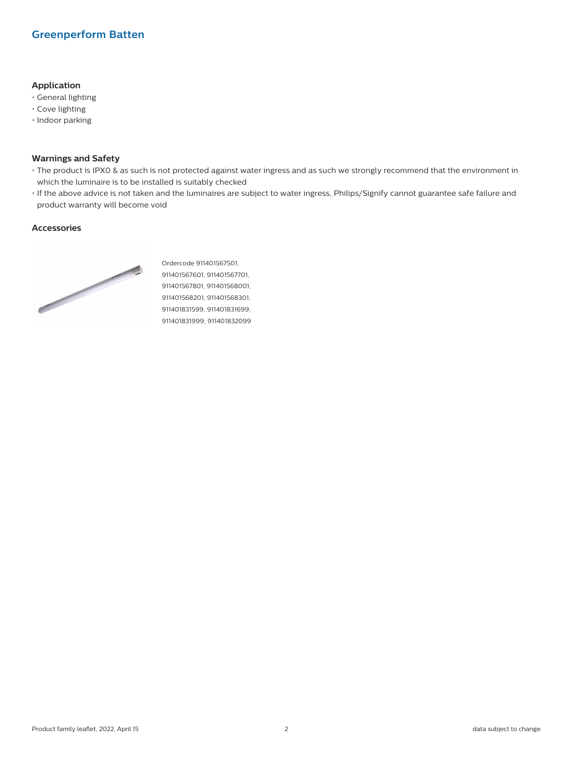## Greenperform Batten

### Application

- General lighting
- Cove lighting
- Indoor parking

### Warnings and Safety

- The product is IPX0 & as such is not protected against water ingress and as such we strongly recommend that the environment in which the luminaire is to be installed is suitably checked
- If the above advice is not taken and the luminaires are subject to water ingress, Philips/Signify cannot guarantee safe failure and product warranty will become void

### Accessories

Ordercode 911401567501, 911401567601, 911401567701, 911401567801, 911401568001, 911401568201, 911401568301, 911401831599, 911401831699, 911401831999, 911401832099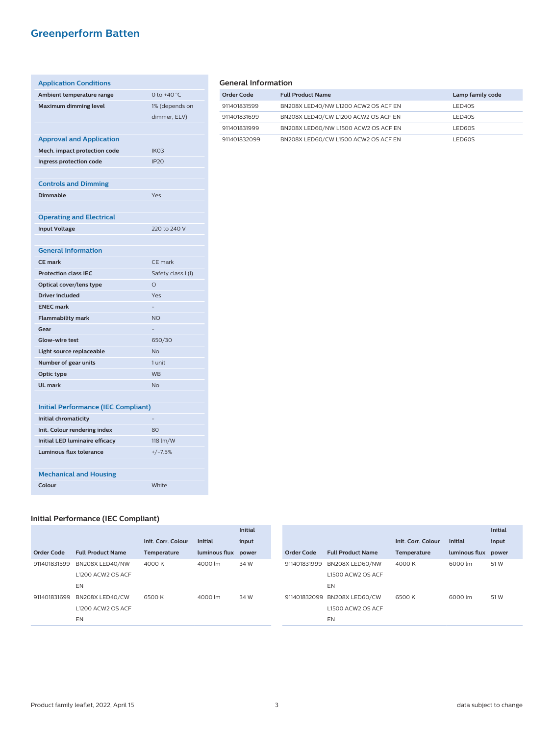# Greenperform Batten

| Application Conditions | |
|---|---|
| Ambient temperature range | 0 to +40 °C |
| Maximum dimming level | 1% (depends on dimmer, ELV) |

| Approval and Application | |
|---|---|
| Mech. impact protection code | IK03 |
| Ingress protection code | IP20 |

| Controls and Dimming | |
|---|---|
| Dimmable | Yes |

| Operating and Electrical | |
|---|---|
| Input Voltage | 220 to 240 V |

| General Information | |
|---|---|
| CE mark | CE mark |
| Protection class IEC | Safety class I (I) |
| Optical cover/lens type | O |
| Driver included | Yes |
| ENEC mark | - |
| Flammability mark | NO |
| Gear | - |
| Glow-wire test | 650/30 |
| Light source replaceable | No |
| Number of gear units | 1 unit |
| Optic type | WB |
| UL mark | No |

| Initial Performance (IEC Compliant) | |
|---|---|
| Initial chromaticity | - |
| Init. Colour rendering index | 80 |
| Initial LED luminaire efficacy | 118 lm/W |
| Luminous flux tolerance | +/-7.5% |

| Mechanical and Housing | |
|---|---|
| Colour | White |

### General Information

| Order Code | Full Product Name | Lamp family code |
|---|---|---|
| 911401831599 | BN208X LED40/NW L1200 ACW2 OS ACF EN | LED40S |
| 911401831699 | BN208X LED40/CW L1200 ACW2 OS ACF EN | LED40S |
| 911401831999 | BN208X LED60/NW L1500 ACW2 OS ACF EN | LED60S |
| 911401832099 | BN208X LED60/CW L1500 ACW2 OS ACF EN | LED60S |

### Initial Performance (IEC Compliant)

| Order Code | Full Product Name | Init. Corr. Colour Temperature | Initial luminous flux | Initial input power |
|---|---|---|---|---|
| 911401831599 | BN208X LED40/NW L1200 ACW2 OS ACF EN | 4000 K | 4000 lm | 34 W |
| 911401831699 | BN208X LED40/CW L1200 ACW2 OS ACF EN | 6500 K | 4000 lm | 34 W |

| Order Code | Full Product Name | Init. Corr. Colour Temperature | Initial luminous flux | Initial input power |
|---|---|---|---|---|
| 911401831999 | BN208X LED60/NW L1500 ACW2 OS ACF EN | 4000 K | 6000 lm | 51 W |
| 911401832099 | BN208X LED60/CW L1500 ACW2 OS ACF EN | 6500 K | 6000 lm | 51 W |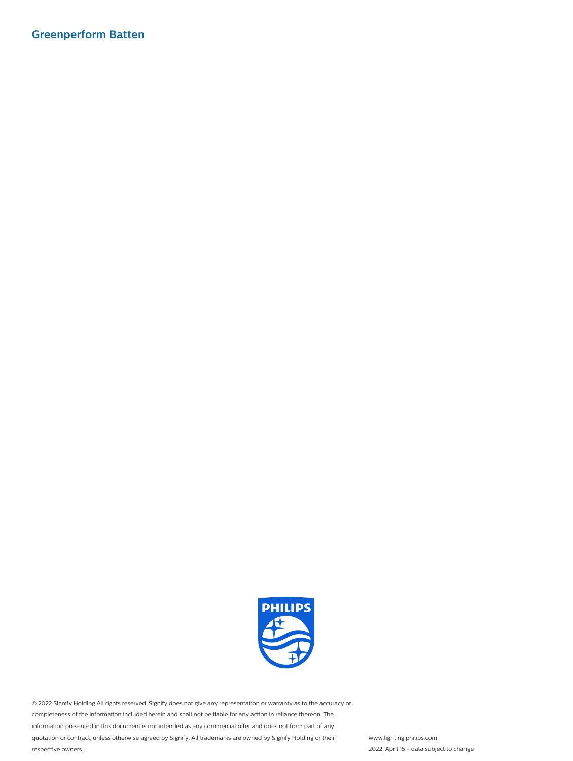© 2022 Signify Holding All rights reserved. Signify does not give any representation or warranty as to the accuracy or completeness of the information included herein and shall not be liable for any action in reliance thereon. The information presented in this document is not intended as any commercial offer and does not form part of any quotation or contract, unless otherwise agreed by Signify. All trademarks are owned by Signify Holding or their respective owners.

www.lighting.philips.com

2022, April 15 - data subject to change